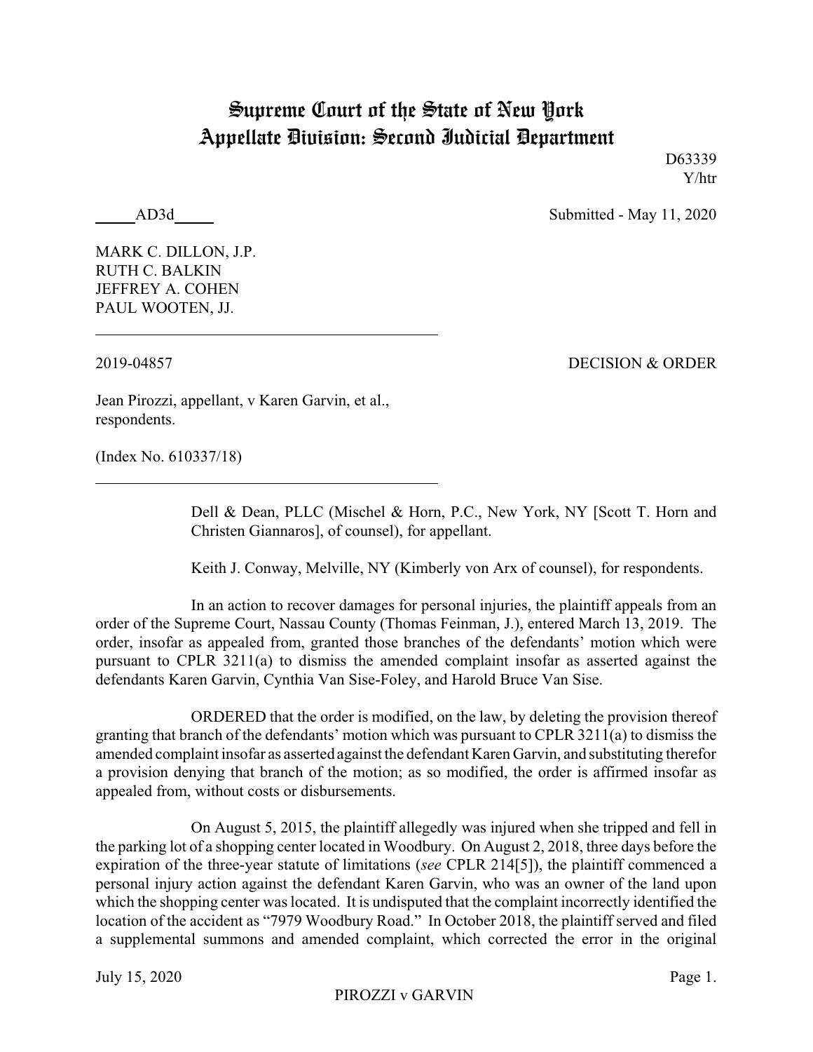# Supreme Court of the State of New York
# Appellate Division: Second Judicial Department

D63339
Y/htr

_____AD3d_____ Submitted - May 11, 2020

MARK C. DILLON, J.P.
RUTH C. BALKIN
JEFFREY A. COHEN
PAUL WOOTEN, JJ.

---

2019-04857 DECISION & ORDER

Jean Pirozzi, appellant, v Karen Garvin, et al., respondents.

(Index No. 610337/18)

---

Dell & Dean, PLLC (Mischel & Horn, P.C., New York, NY [Scott T. Horn and Christen Giannaros], of counsel), for appellant.

Keith J. Conway, Melville, NY (Kimberly von Arx of counsel), for respondents.

In an action to recover damages for personal injuries, the plaintiff appeals from an order of the Supreme Court, Nassau County (Thomas Feinman, J.), entered March 13, 2019. The order, insofar as appealed from, granted those branches of the defendants' motion which were pursuant to CPLR 3211(a) to dismiss the amended complaint insofar as asserted against the defendants Karen Garvin, Cynthia Van Sise-Foley, and Harold Bruce Van Sise.

ORDERED that the order is modified, on the law, by deleting the provision thereof granting that branch of the defendants' motion which was pursuant to CPLR 3211(a) to dismiss the amended complaint insofar as asserted against the defendant Karen Garvin, and substituting therefor a provision denying that branch of the motion; as so modified, the order is affirmed insofar as appealed from, without costs or disbursements.

On August 5, 2015, the plaintiff allegedly was injured when she tripped and fell in the parking lot of a shopping center located in Woodbury. On August 2, 2018, three days before the expiration of the three-year statute of limitations (*see* CPLR 214[5]), the plaintiff commenced a personal injury action against the defendant Karen Garvin, who was an owner of the land upon which the shopping center was located. It is undisputed that the complaint incorrectly identified the location of the accident as "7979 Woodbury Road." In October 2018, the plaintiff served and filed a supplemental summons and amended complaint, which corrected the error in the original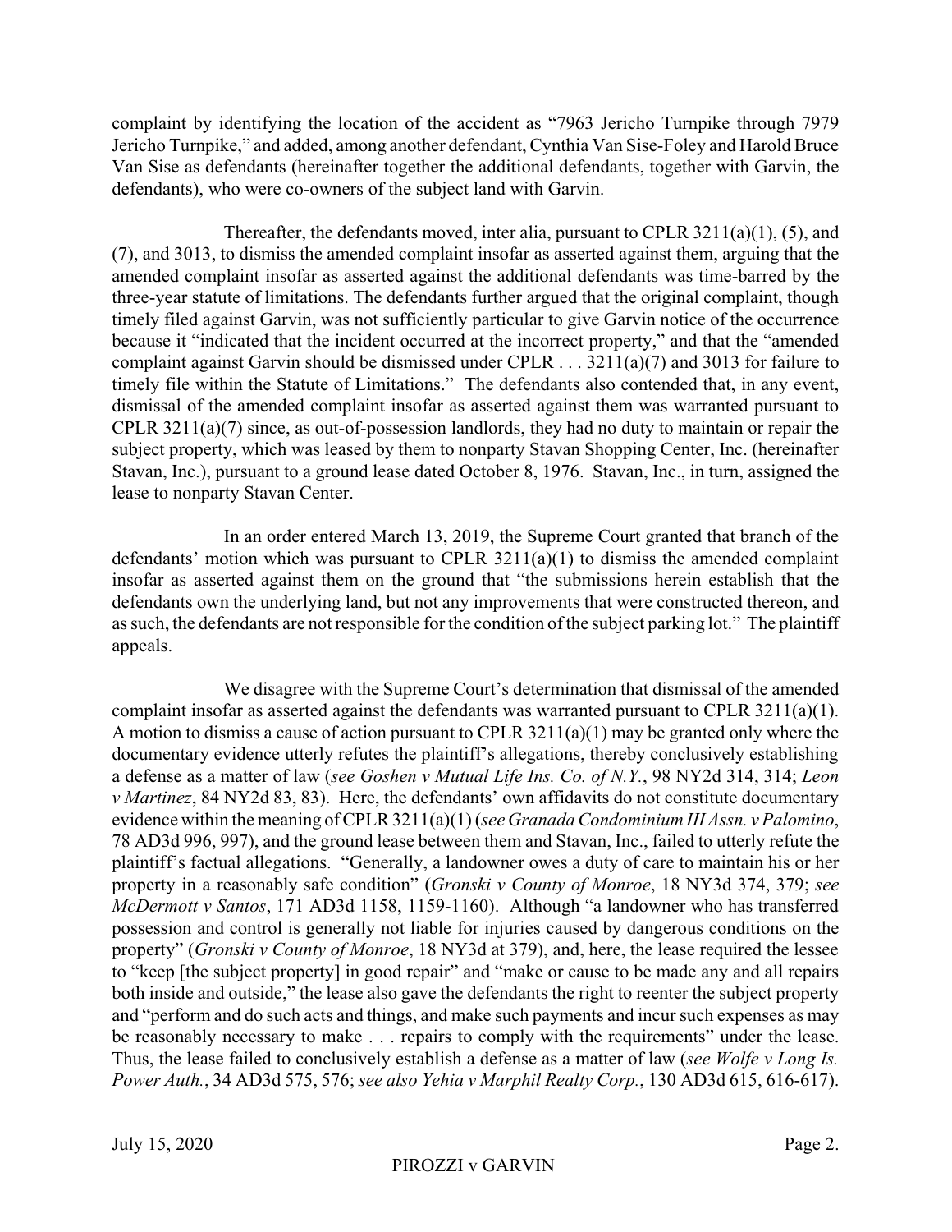complaint by identifying the location of the accident as "7963 Jericho Turnpike through 7979 Jericho Turnpike," and added, among another defendant, Cynthia Van Sise-Foley and Harold Bruce Van Sise as defendants (hereinafter together the additional defendants, together with Garvin, the defendants), who were co-owners of the subject land with Garvin.

Thereafter, the defendants moved, inter alia, pursuant to CPLR 3211(a)(1), (5), and (7), and 3013, to dismiss the amended complaint insofar as asserted against them, arguing that the amended complaint insofar as asserted against the additional defendants was time-barred by the three-year statute of limitations. The defendants further argued that the original complaint, though timely filed against Garvin, was not sufficiently particular to give Garvin notice of the occurrence because it "indicated that the incident occurred at the incorrect property," and that the "amended complaint against Garvin should be dismissed under CPLR . . . 3211(a)(7) and 3013 for failure to timely file within the Statute of Limitations." The defendants also contended that, in any event, dismissal of the amended complaint insofar as asserted against them was warranted pursuant to CPLR 3211(a)(7) since, as out-of-possession landlords, they had no duty to maintain or repair the subject property, which was leased by them to nonparty Stavan Shopping Center, Inc. (hereinafter Stavan, Inc.), pursuant to a ground lease dated October 8, 1976. Stavan, Inc., in turn, assigned the lease to nonparty Stavan Center.

In an order entered March 13, 2019, the Supreme Court granted that branch of the defendants' motion which was pursuant to CPLR 3211(a)(1) to dismiss the amended complaint insofar as asserted against them on the ground that "the submissions herein establish that the defendants own the underlying land, but not any improvements that were constructed thereon, and as such, the defendants are not responsible for the condition of the subject parking lot." The plaintiff appeals.

We disagree with the Supreme Court's determination that dismissal of the amended complaint insofar as asserted against the defendants was warranted pursuant to CPLR 3211(a)(1). A motion to dismiss a cause of action pursuant to CPLR 3211(a)(1) may be granted only where the documentary evidence utterly refutes the plaintiff's allegations, thereby conclusively establishing a defense as a matter of law (*see Goshen v Mutual Life Ins. Co. of N.Y.*, 98 NY2d 314, 314; *Leon v Martinez*, 84 NY2d 83, 83). Here, the defendants' own affidavits do not constitute documentary evidence within the meaning of CPLR 3211(a)(1) (*see Granada Condominium III Assn. v Palomino*, 78 AD3d 996, 997), and the ground lease between them and Stavan, Inc., failed to utterly refute the plaintiff's factual allegations. "Generally, a landowner owes a duty of care to maintain his or her property in a reasonably safe condition" (*Gronski v County of Monroe*, 18 NY3d 374, 379; *see McDermott v Santos*, 171 AD3d 1158, 1159-1160). Although "a landowner who has transferred possession and control is generally not liable for injuries caused by dangerous conditions on the property" (*Gronski v County of Monroe*, 18 NY3d at 379), and, here, the lease required the lessee to "keep [the subject property] in good repair" and "make or cause to be made any and all repairs both inside and outside," the lease also gave the defendants the right to reenter the subject property and "perform and do such acts and things, and make such payments and incur such expenses as may be reasonably necessary to make . . . repairs to comply with the requirements" under the lease. Thus, the lease failed to conclusively establish a defense as a matter of law (*see Wolfe v Long Is. Power Auth.*, 34 AD3d 575, 576; *see also Yehia v Marphil Realty Corp.*, 130 AD3d 615, 616-617).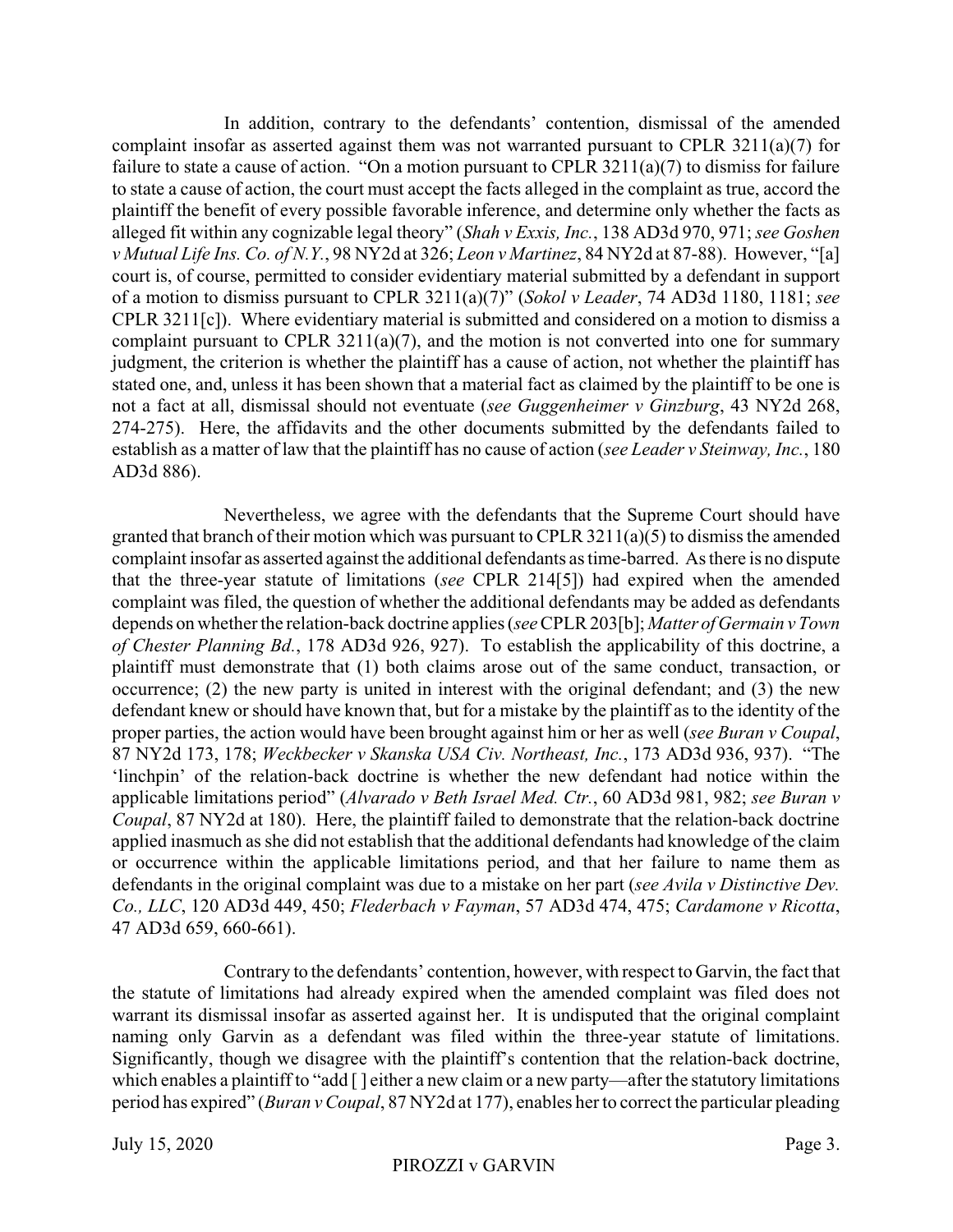In addition, contrary to the defendants' contention, dismissal of the amended complaint insofar as asserted against them was not warranted pursuant to CPLR 3211(a)(7) for failure to state a cause of action. "On a motion pursuant to CPLR 3211(a)(7) to dismiss for failure to state a cause of action, the court must accept the facts alleged in the complaint as true, accord the plaintiff the benefit of every possible favorable inference, and determine only whether the facts as alleged fit within any cognizable legal theory" (*Shah v Exxis, Inc.*, 138 AD3d 970, 971; *see Goshen v Mutual Life Ins. Co. of N.Y.*, 98 NY2d at 326; *Leon v Martinez*, 84 NY2d at 87-88). However, "[a] court is, of course, permitted to consider evidentiary material submitted by a defendant in support of a motion to dismiss pursuant to CPLR 3211(a)(7)" (*Sokol v Leader*, 74 AD3d 1180, 1181; *see* CPLR 3211[c]). Where evidentiary material is submitted and considered on a motion to dismiss a complaint pursuant to CPLR 3211(a)(7), and the motion is not converted into one for summary judgment, the criterion is whether the plaintiff has a cause of action, not whether the plaintiff has stated one, and, unless it has been shown that a material fact as claimed by the plaintiff to be one is not a fact at all, dismissal should not eventuate (*see Guggenheimer v Ginzburg*, 43 NY2d 268, 274-275). Here, the affidavits and the other documents submitted by the defendants failed to establish as a matter of law that the plaintiff has no cause of action (*see Leader v Steinway, Inc.*, 180 AD3d 886).

Nevertheless, we agree with the defendants that the Supreme Court should have granted that branch of their motion which was pursuant to CPLR 3211(a)(5) to dismiss the amended complaint insofar as asserted against the additional defendants as time-barred. As there is no dispute that the three-year statute of limitations (*see* CPLR 214[5]) had expired when the amended complaint was filed, the question of whether the additional defendants may be added as defendants depends on whether the relation-back doctrine applies (*see* CPLR 203[b]; *Matter of Germain v Town of Chester Planning Bd.*, 178 AD3d 926, 927). To establish the applicability of this doctrine, a plaintiff must demonstrate that (1) both claims arose out of the same conduct, transaction, or occurrence; (2) the new party is united in interest with the original defendant; and (3) the new defendant knew or should have known that, but for a mistake by the plaintiff as to the identity of the proper parties, the action would have been brought against him or her as well (*see Buran v Coupal*, 87 NY2d 173, 178; *Weckbecker v Skanska USA Civ. Northeast, Inc.*, 173 AD3d 936, 937). "The 'linchpin' of the relation-back doctrine is whether the new defendant had notice within the applicable limitations period" (*Alvarado v Beth Israel Med. Ctr.*, 60 AD3d 981, 982; *see Buran v Coupal*, 87 NY2d at 180). Here, the plaintiff failed to demonstrate that the relation-back doctrine applied inasmuch as she did not establish that the additional defendants had knowledge of the claim or occurrence within the applicable limitations period, and that her failure to name them as defendants in the original complaint was due to a mistake on her part (*see Avila v Distinctive Dev. Co., LLC*, 120 AD3d 449, 450; *Flederbach v Fayman*, 57 AD3d 474, 475; *Cardamone v Ricotta*, 47 AD3d 659, 660-661).

Contrary to the defendants' contention, however, with respect to Garvin, the fact that the statute of limitations had already expired when the amended complaint was filed does not warrant its dismissal insofar as asserted against her. It is undisputed that the original complaint naming only Garvin as a defendant was filed within the three-year statute of limitations. Significantly, though we disagree with the plaintiff's contention that the relation-back doctrine, which enables a plaintiff to "add [ ] either a new claim or a new party—after the statutory limitations period has expired" (*Buran v Coupal*, 87 NY2d at 177), enables her to correct the particular pleading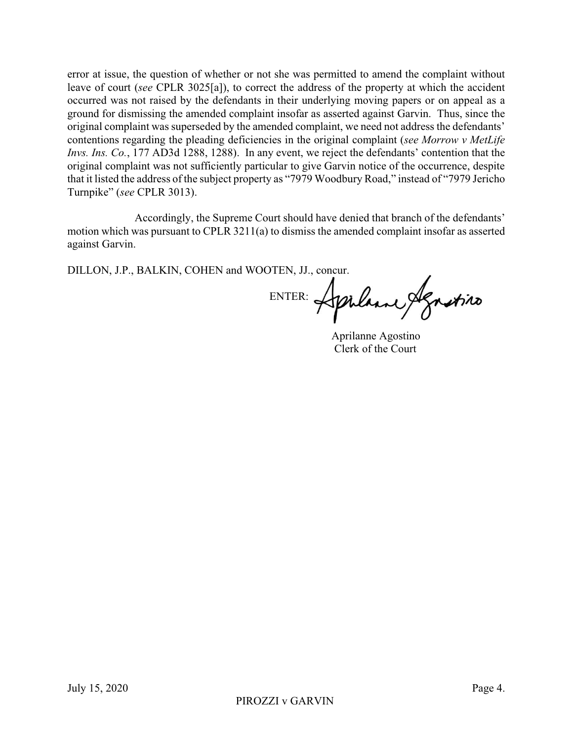error at issue, the question of whether or not she was permitted to amend the complaint without leave of court (*see* CPLR 3025[a]), to correct the address of the property at which the accident occurred was not raised by the defendants in their underlying moving papers or on appeal as a ground for dismissing the amended complaint insofar as asserted against Garvin. Thus, since the original complaint was superseded by the amended complaint, we need not address the defendants' contentions regarding the pleading deficiencies in the original complaint (*see Morrow v MetLife Invs. Ins. Co.*, 177 AD3d 1288, 1288). In any event, we reject the defendants' contention that the original complaint was not sufficiently particular to give Garvin notice of the occurrence, despite that it listed the address of the subject property as "7979 Woodbury Road," instead of "7979 Jericho Turnpike" (*see* CPLR 3013).

Accordingly, the Supreme Court should have denied that branch of the defendants' motion which was pursuant to CPLR 3211(a) to dismiss the amended complaint insofar as asserted against Garvin.

DILLON, J.P., BALKIN, COHEN and WOOTEN, JJ., concur.

ENTER:

Aprilanne Agostino
Clerk of the Court

July 15, 2020

PIROZZI v GARVIN